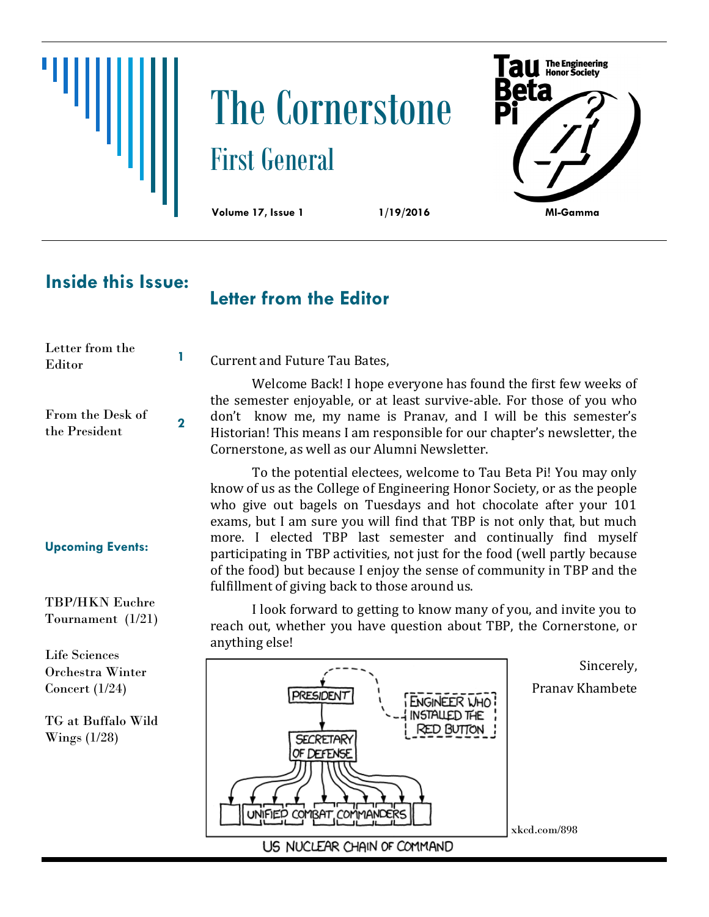# The Cornerstone

## First General

**Volume 17, Issue 1** **1/19/2016** **MI-Gamma**

Tau Beta Pi — The Engineering Honor Society

### Inside this Issue:

| | |
|---|---|
| Letter from the Editor | 1 |
| From the Desk of the President | 2 |

**Upcoming Events:**

TBP/HKN Euchre Tournament (1/21)

Life Sciences Orchestra Winter Concert (1/24)

TG at Buffalo Wild Wings (1/28)

## Letter from the Editor

Current and Future Tau Bates,

Welcome Back! I hope everyone has found the first few weeks of the semester enjoyable, or at least survive-able. For those of you who don't know me, my name is Pranav, and I will be this semester's Historian! This means I am responsible for our chapter's newsletter, the Cornerstone, as well as our Alumni Newsletter.

To the potential electees, welcome to Tau Beta Pi! You may only know of us as the College of Engineering Honor Society, or as the people who give out bagels on Tuesdays and hot chocolate after your 101 exams, but I am sure you will find that TBP is not only that, but much more. I elected TBP last semester and continually find myself participating in TBP activities, not just for the food (well partly because of the food) but because I enjoy the sense of community in TBP and the fulfillment of giving back to those around us.

I look forward to getting to know many of you, and invite you to reach out, whether you have question about TBP, the Cornerstone, or anything else!

Sincerely,

Pranav Khambete

xkcd.com/898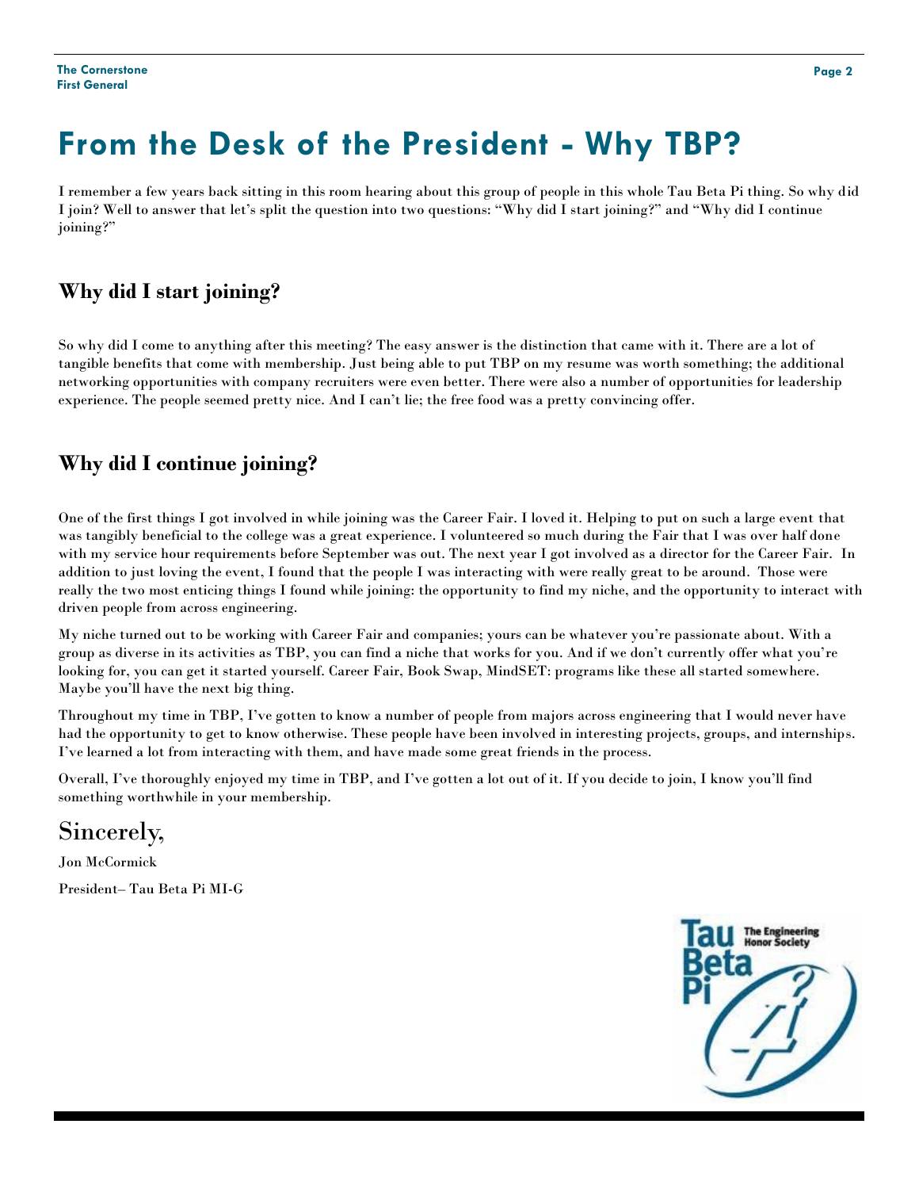# From the Desk of the President - Why TBP?

I remember a few years back sitting in this room hearing about this group of people in this whole Tau Beta Pi thing. So why did I join? Well to answer that let's split the question into two questions: "Why did I start joining?" and "Why did I continue joining?"

## Why did I start joining?

So why did I come to anything after this meeting? The easy answer is the distinction that came with it. There are a lot of tangible benefits that come with membership. Just being able to put TBP on my resume was worth something; the additional networking opportunities with company recruiters were even better. There were also a number of opportunities for leadership experience. The people seemed pretty nice. And I can't lie; the free food was a pretty convincing offer.

## Why did I continue joining?

One of the first things I got involved in while joining was the Career Fair. I loved it. Helping to put on such a large event that was tangibly beneficial to the college was a great experience. I volunteered so much during the Fair that I was over half done with my service hour requirements before September was out. The next year I got involved as a director for the Career Fair. In addition to just loving the event, I found that the people I was interacting with were really great to be around. Those were really the two most enticing things I found while joining: the opportunity to find my niche, and the opportunity to interact with driven people from across engineering.

My niche turned out to be working with Career Fair and companies; yours can be whatever you're passionate about. With a group as diverse in its activities as TBP, you can find a niche that works for you. And if we don't currently offer what you're looking for, you can get it started yourself. Career Fair, Book Swap, MindSET: programs like these all started somewhere. Maybe you'll have the next big thing.

Throughout my time in TBP, I've gotten to know a number of people from majors across engineering that I would never have had the opportunity to get to know otherwise. These people have been involved in interesting projects, groups, and internships. I've learned a lot from interacting with them, and have made some great friends in the process.

Overall, I've thoroughly enjoyed my time in TBP, and I've gotten a lot out of it. If you decide to join, I know you'll find something worthwhile in your membership.

Sincerely,

Jon McCormick

President– Tau Beta Pi MI-G

Tau Beta Pi
The Engineering Honor Society